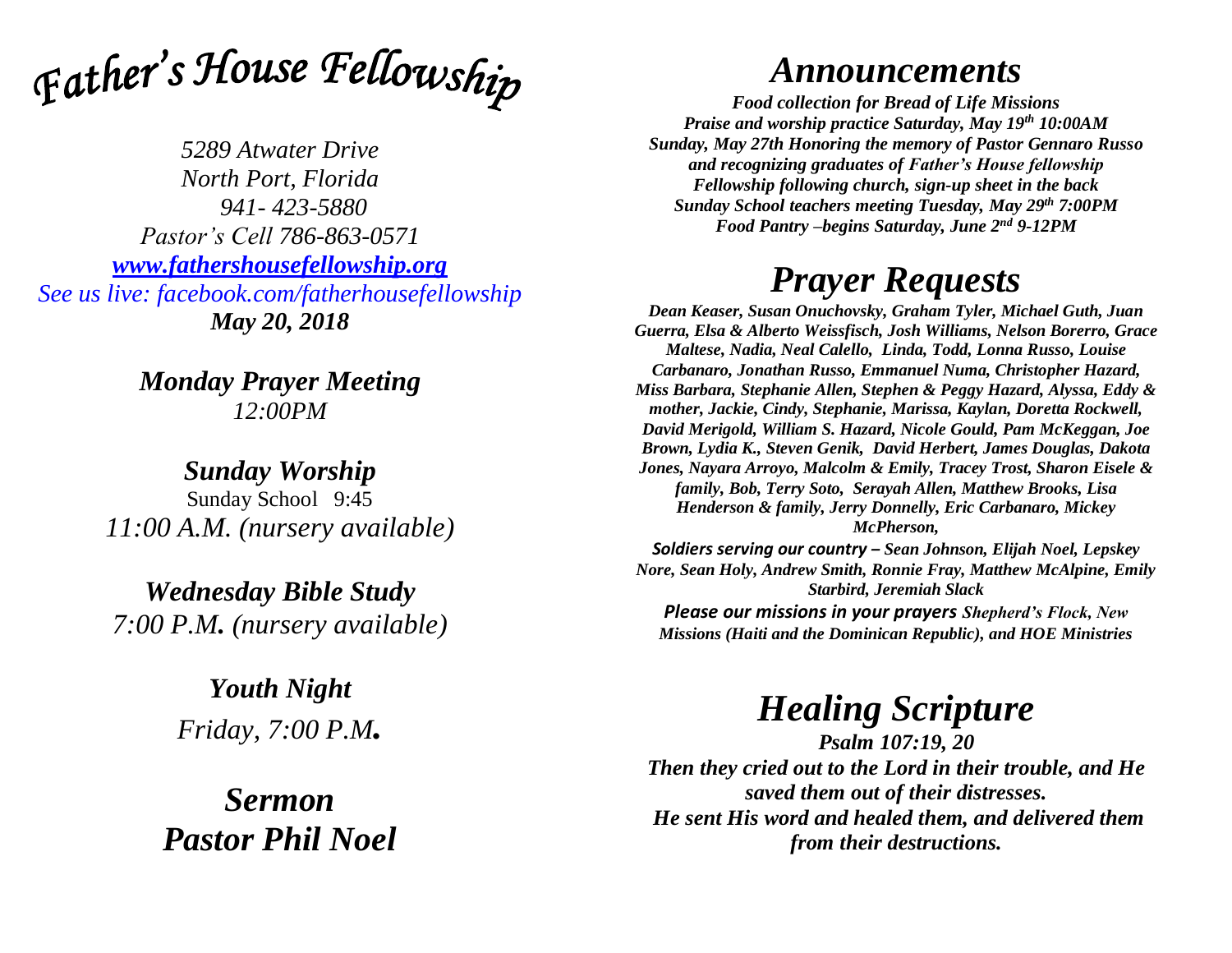# *Father's House Fellowship*

*5289 Atwater Drive*
*North Port, Florida*
*941- 423-5880*
*Pastor's Cell 786-863-0571*
*[www.fathershousefellowship.org](http://www.fathershousefellowship.org)*
*See us live: facebook.com/fatherhousefellowship*
***May 20, 2018***

### *Monday Prayer Meeting*
*12:00PM*

### *Sunday Worship*
Sunday School 9:45
*11:00 A.M. (nursery available)*

### *Wednesday Bible Study*
*7:00 P.M. (nursery available)*

### *Youth Night*
*Friday, 7:00 P.M.*

## *Sermon*
## *Pastor Phil Noel*

# *Announcements*

***Food collection for Bread of Life Missions***
***Praise and worship practice Saturday, May 19th 10:00AM***
***Sunday, May 27th Honoring the memory of Pastor Gennaro Russo and recognizing graduates of Father's House fellowship***
***Fellowship following church, sign-up sheet in the back***
***Sunday School teachers meeting Tuesday, May 29th 7:00PM***
***Food Pantry –begins Saturday, June 2nd 9-12PM***

# *Prayer Requests*

***Dean Keaser, Susan Onuchovsky, Graham Tyler, Michael Guth, Juan Guerra, Elsa & Alberto Weissfisch, Josh Williams, Nelson Borerro, Grace Maltese, Nadia, Neal Calello, Linda, Todd, Lonna Russo, Louise Carbanaro, Jonathan Russo, Emmanuel Numa, Christopher Hazard, Miss Barbara, Stephanie Allen, Stephen & Peggy Hazard, Alyssa, Eddy & mother, Jackie, Cindy, Stephanie, Marissa, Kaylan, Doretta Rockwell, David Merigold, William S. Hazard, Nicole Gould, Pam McKeggan, Joe Brown, Lydia K., Steven Genik, David Herbert, James Douglas, Dakota Jones, Nayara Arroyo, Malcolm & Emily, Tracey Trost, Sharon Eisele & family, Bob, Terry Soto, Serayah Allen, Matthew Brooks, Lisa Henderson & family, Jerry Donnelly, Eric Carbanaro, Mickey McPherson,***

***Soldiers serving our country – Sean Johnson, Elijah Noel, Lepskey Nore, Sean Holy, Andrew Smith, Ronnie Fray, Matthew McAlpine, Emily Starbird, Jeremiah Slack***

***Please our missions in your prayers Shepherd's Flock, New Missions (Haiti and the Dominican Republic), and HOE Ministries***

# *Healing Scripture*

***Psalm 107:19, 20***
***Then they cried out to the Lord in their trouble, and He saved them out of their distresses.***
***He sent His word and healed them, and delivered them from their destructions.***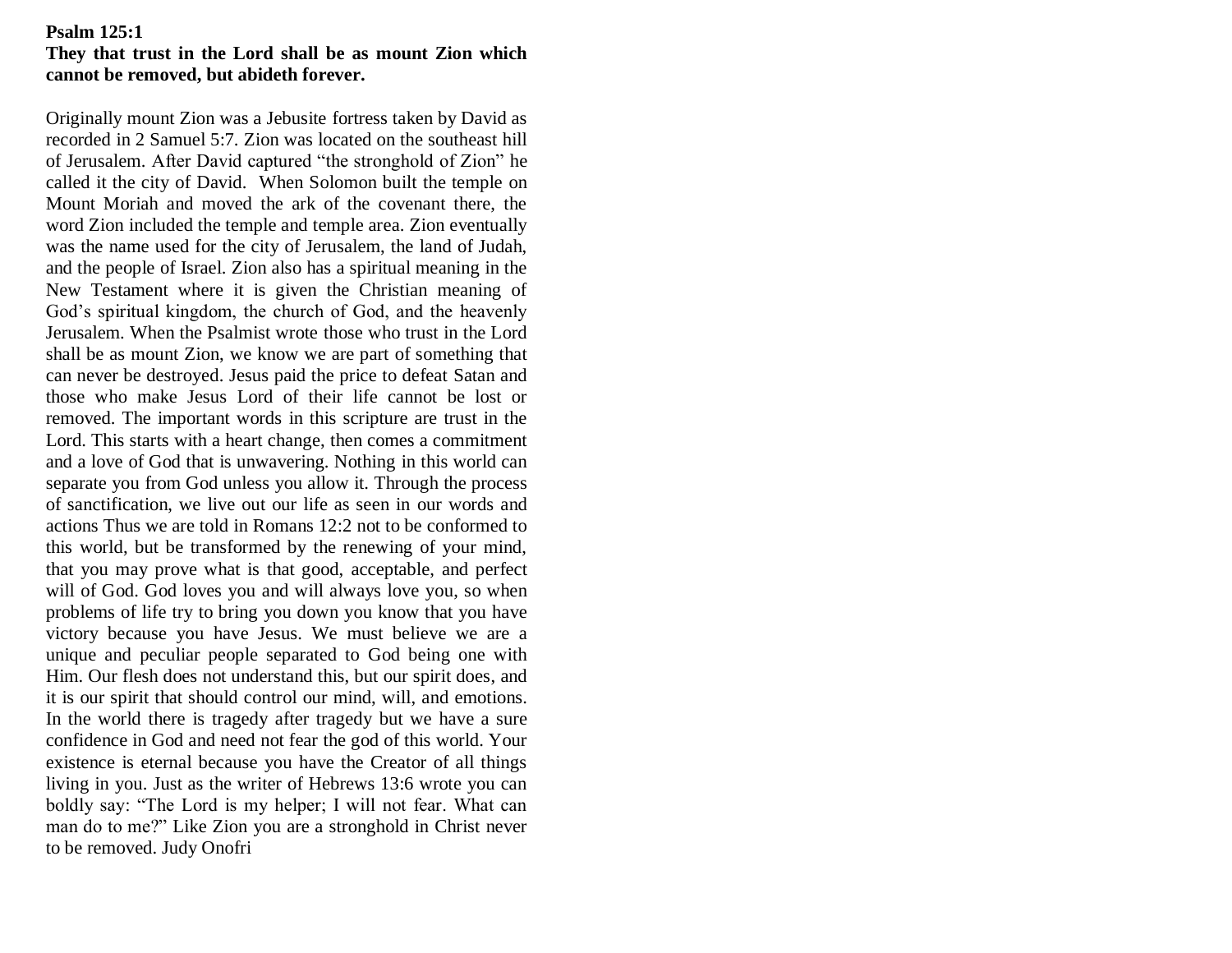**Psalm 125:1**

**They that trust in the Lord shall be as mount Zion which cannot be removed, but abideth forever.**

Originally mount Zion was a Jebusite fortress taken by David as recorded in 2 Samuel 5:7. Zion was located on the southeast hill of Jerusalem. After David captured "the stronghold of Zion" he called it the city of David. When Solomon built the temple on Mount Moriah and moved the ark of the covenant there, the word Zion included the temple and temple area. Zion eventually was the name used for the city of Jerusalem, the land of Judah, and the people of Israel. Zion also has a spiritual meaning in the New Testament where it is given the Christian meaning of God's spiritual kingdom, the church of God, and the heavenly Jerusalem. When the Psalmist wrote those who trust in the Lord shall be as mount Zion, we know we are part of something that can never be destroyed. Jesus paid the price to defeat Satan and those who make Jesus Lord of their life cannot be lost or removed. The important words in this scripture are trust in the Lord. This starts with a heart change, then comes a commitment and a love of God that is unwavering. Nothing in this world can separate you from God unless you allow it. Through the process of sanctification, we live out our life as seen in our words and actions Thus we are told in Romans 12:2 not to be conformed to this world, but be transformed by the renewing of your mind, that you may prove what is that good, acceptable, and perfect will of God. God loves you and will always love you, so when problems of life try to bring you down you know that you have victory because you have Jesus. We must believe we are a unique and peculiar people separated to God being one with Him. Our flesh does not understand this, but our spirit does, and it is our spirit that should control our mind, will, and emotions. In the world there is tragedy after tragedy but we have a sure confidence in God and need not fear the god of this world. Your existence is eternal because you have the Creator of all things living in you. Just as the writer of Hebrews 13:6 wrote you can boldly say: "The Lord is my helper; I will not fear. What can man do to me?" Like Zion you are a stronghold in Christ never to be removed. Judy Onofri